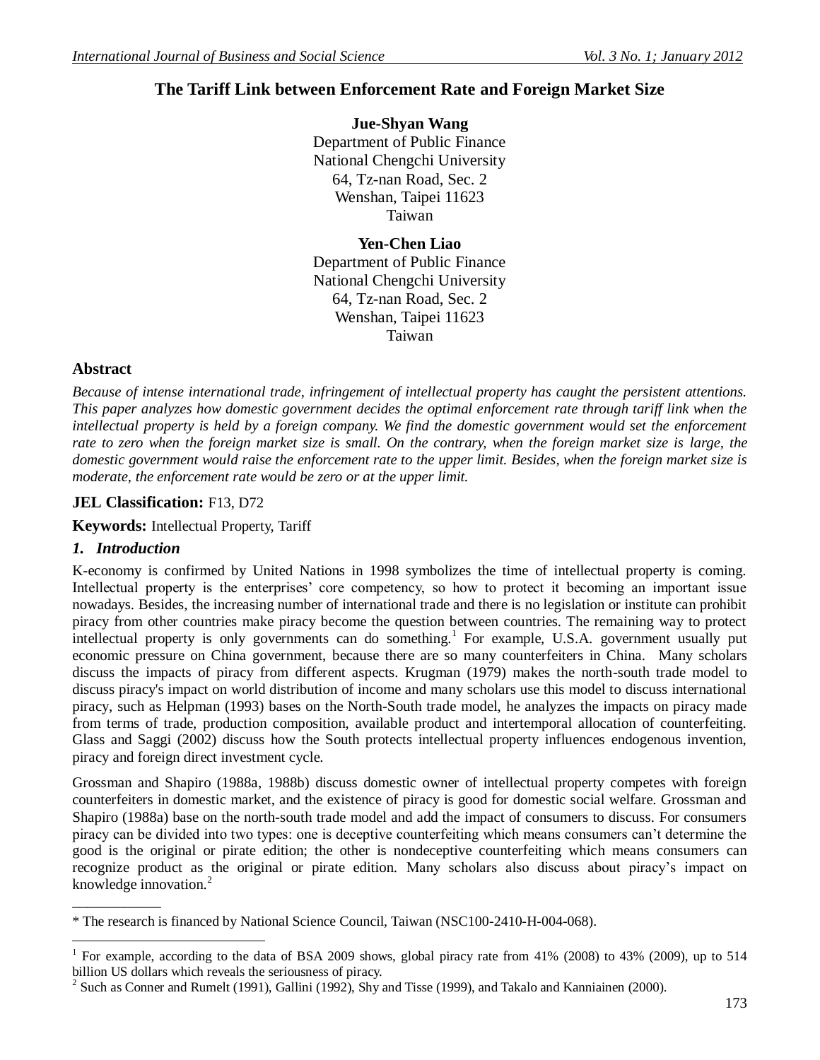# The Tariff Link between Enforcement Rate and Foreign Market Size

**Jue-Shyan Wang**
Department of Public Finance
National Chengchi University
64, Tz-nan Road, Sec. 2
Wenshan, Taipei 11623
Taiwan

**Yen-Chen Liao**
Department of Public Finance
National Chengchi University
64, Tz-nan Road, Sec. 2
Wenshan, Taipei 11623
Taiwan

## Abstract

*Because of intense international trade, infringement of intellectual property has caught the persistent attentions. This paper analyzes how domestic government decides the optimal enforcement rate through tariff link when the intellectual property is held by a foreign company. We find the domestic government would set the enforcement rate to zero when the foreign market size is small. On the contrary, when the foreign market size is large, the domestic government would raise the enforcement rate to the upper limit. Besides, when the foreign market size is moderate, the enforcement rate would be zero or at the upper limit.*

**JEL Classification:** F13, D72

**Keywords:** Intellectual Property, Tariff

## *1. Introduction*

K-economy is confirmed by United Nations in 1998 symbolizes the time of intellectual property is coming. Intellectual property is the enterprises' core competency, so how to protect it becoming an important issue nowadays. Besides, the increasing number of international trade and there is no legislation or institute can prohibit piracy from other countries make piracy become the question between countries. The remaining way to protect intellectual property is only governments can do something.[1] For example, U.S.A. government usually put economic pressure on China government, because there are so many counterfeiters in China. Many scholars discuss the impacts of piracy from different aspects. Krugman (1979) makes the north-south trade model to discuss piracy's impact on world distribution of income and many scholars use this model to discuss international piracy, such as Helpman (1993) bases on the North-South trade model, he analyzes the impacts on piracy made from terms of trade, production composition, available product and intertemporal allocation of counterfeiting. Glass and Saggi (2002) discuss how the South protects intellectual property influences endogenous invention, piracy and foreign direct investment cycle.

Grossman and Shapiro (1988a, 1988b) discuss domestic owner of intellectual property competes with foreign counterfeiters in domestic market, and the existence of piracy is good for domestic social welfare. Grossman and Shapiro (1988a) base on the north-south trade model and add the impact of consumers to discuss. For consumers piracy can be divided into two types: one is deceptive counterfeiting which means consumers can't determine the good is the original or pirate edition; the other is nondeceptive counterfeiting which means consumers can recognize product as the original or pirate edition. Many scholars also discuss about piracy's impact on knowledge innovation.[2]

---

\* The research is financed by National Science Council, Taiwan (NSC100-2410-H-004-068).

[1] For example, according to the data of BSA 2009 shows, global piracy rate from 41% (2008) to 43% (2009), up to 514 billion US dollars which reveals the seriousness of piracy.

[2] Such as Conner and Rumelt (1991), Gallini (1992), Shy and Tisse (1999), and Takalo and Kanniainen (2000).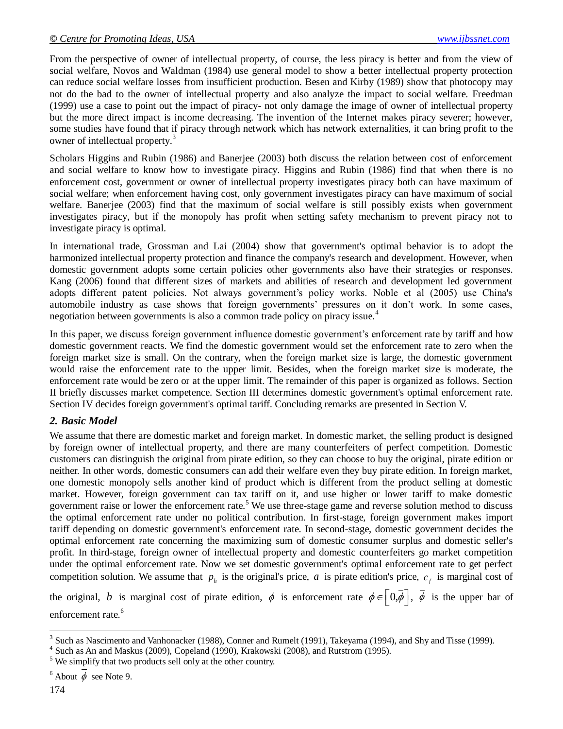From the perspective of owner of intellectual property, of course, the less piracy is better and from the view of social welfare, Novos and Waldman (1984) use general model to show a better intellectual property protection can reduce social welfare losses from insufficient production. Besen and Kirby (1989) show that photocopy may not do the bad to the owner of intellectual property and also analyze the impact to social welfare. Freedman (1999) use a case to point out the impact of piracy- not only damage the image of owner of intellectual property but the more direct impact is income decreasing. The invention of the Internet makes piracy severer; however, some studies have found that if piracy through network which has network externalities, it can bring profit to the owner of intellectual property.[3]

Scholars Higgins and Rubin (1986) and Banerjee (2003) both discuss the relation between cost of enforcement and social welfare to know how to investigate piracy. Higgins and Rubin (1986) find that when there is no enforcement cost, government or owner of intellectual property investigates piracy both can have maximum of social welfare; when enforcement having cost, only government investigates piracy can have maximum of social welfare. Banerjee (2003) find that the maximum of social welfare is still possibly exists when government investigates piracy, but if the monopoly has profit when setting safety mechanism to prevent piracy not to investigate piracy is optimal.

In international trade, Grossman and Lai (2004) show that government's optimal behavior is to adopt the harmonized intellectual property protection and finance the company's research and development. However, when domestic government adopts some certain policies other governments also have their strategies or responses. Kang (2006) found that different sizes of markets and abilities of research and development led government adopts different patent policies. Not always government's policy works. Noble et al (2005) use China's automobile industry as case shows that foreign governments' pressures on it don't work. In some cases, negotiation between governments is also a common trade policy on piracy issue.[4]

In this paper, we discuss foreign government influence domestic government's enforcement rate by tariff and how domestic government reacts. We find the domestic government would set the enforcement rate to zero when the foreign market size is small. On the contrary, when the foreign market size is large, the domestic government would raise the enforcement rate to the upper limit. Besides, when the foreign market size is moderate, the enforcement rate would be zero or at the upper limit. The remainder of this paper is organized as follows. Section II briefly discusses market competence. Section III determines domestic government's optimal enforcement rate. Section IV decides foreign government's optimal tariff. Concluding remarks are presented in Section V.

## *2. Basic Model*

We assume that there are domestic market and foreign market. In domestic market, the selling product is designed by foreign owner of intellectual property, and there are many counterfeiters of perfect competition. Domestic customers can distinguish the original from pirate edition, so they can choose to buy the original, pirate edition or neither. In other words, domestic consumers can add their welfare even they buy pirate edition. In foreign market, one domestic monopoly sells another kind of product which is different from the product selling at domestic market. However, foreign government can tax tariff on it, and use higher or lower tariff to make domestic government raise or lower the enforcement rate.[5] We use three-stage game and reverse solution method to discuss the optimal enforcement rate under no political contribution. In first-stage, foreign government makes import tariff depending on domestic government's enforcement rate. In second-stage, domestic government decides the optimal enforcement rate concerning the maximizing sum of domestic consumer surplus and domestic seller's profit. In third-stage, foreign owner of intellectual property and domestic counterfeiters go market competition under the optimal enforcement rate. Now we set domestic government's optimal enforcement rate to get perfect competition solution. We assume that $p_h$ is the original's price, $a$ is pirate edition's price, $c_f$ is marginal cost of the original, $b$ is marginal cost of pirate edition, $\phi$ is enforcement rate $\phi \in \left[0, \bar{\phi}\right]$, $\bar{\phi}$ is the upper bar of enforcement rate.[6]

---

[3] Such as Nascimento and Vanhonacker (1988), Conner and Rumelt (1991), Takeyama (1994), and Shy and Tisse (1999).

[4] Such as An and Maskus (2009), Copeland (1990), Krakowski (2008), and Rutstrom (1995).

[5] We simplify that two products sell only at the other country.

[6] About $\bar{\phi}$ see Note 9.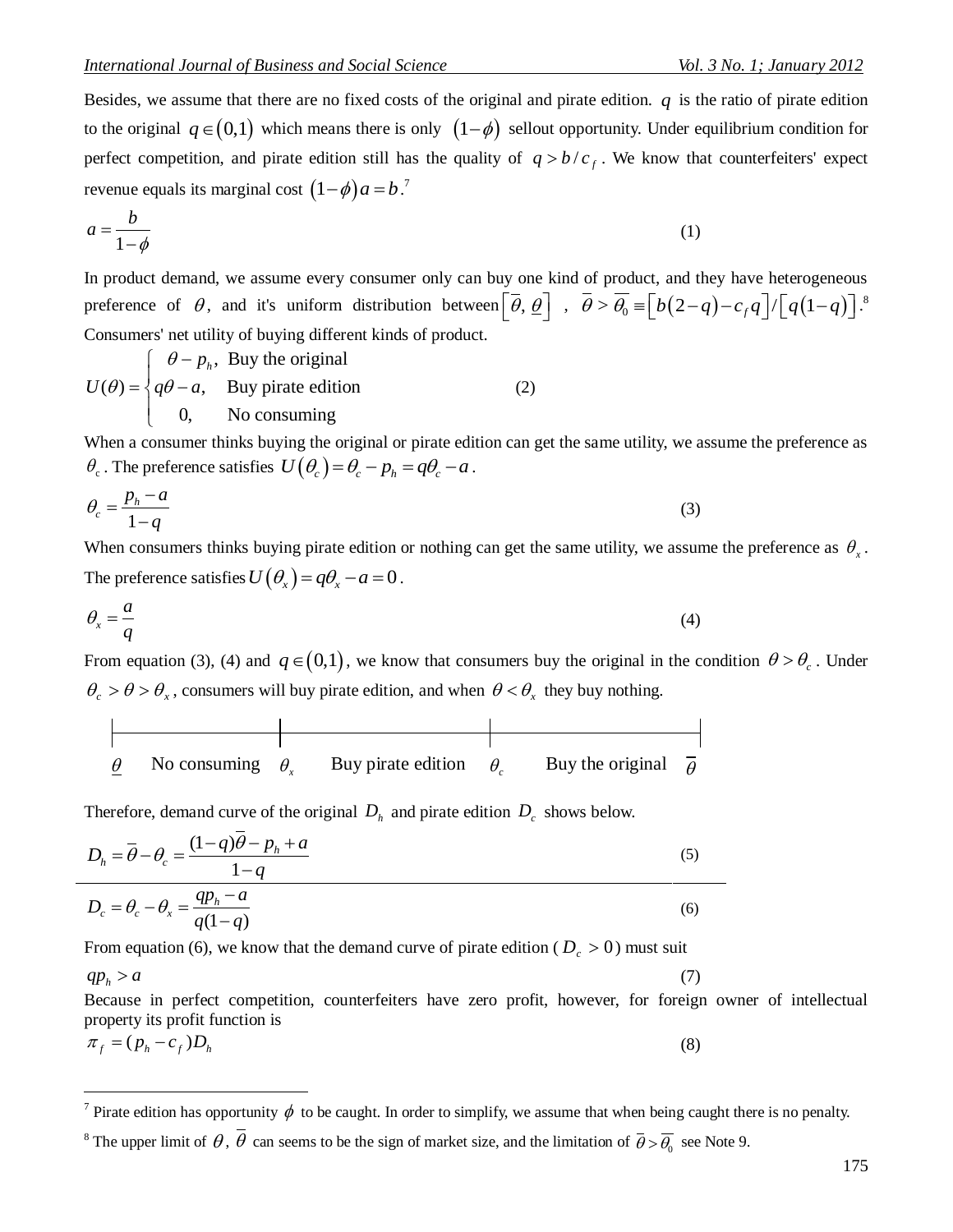Besides, we assume that there are no fixed costs of the original and pirate edition. $q$ is the ratio of pirate edition to the original $q \in (0,1)$ which means there is only $(1-\phi)$ sellout opportunity. Under equilibrium condition for perfect competition, and pirate edition still has the quality of $q > b/c_f$. We know that counterfeiters' expect revenue equals its marginal cost $(1-\phi)a = b$.[7]

$$a = \frac{b}{1-\phi} \tag{1}$$

In product demand, we assume every consumer only can buy one kind of product, and they have heterogeneous preference of $\theta$, and it's uniform distribution between $\left[\overline{\theta}, \underline{\theta}\right]$ , $\overline{\theta} > \overline{\theta_0} \equiv \left[b(2-q) - c_f q\right] / \left[q(1-q)\right]$.[8] Consumers' net utility of buying different kinds of product.

$$U(\theta) = \begin{cases} \theta - p_h, & \text{Buy the original} \\ q\theta - a, & \text{Buy pirate edition} \\ 0, & \text{No consuming} \end{cases} \tag{2}$$

When a consumer thinks buying the original or pirate edition can get the same utility, we assume the preference as $\theta_c$. The preference satisfies $U(\theta_c) = \theta_c - p_h = q\theta_c - a$.

$$\theta_c = \frac{p_h - a}{1-q} \tag{3}$$

When consumers thinks buying pirate edition or nothing can get the same utility, we assume the preference as $\theta_x$. The preference satisfies $U(\theta_x) = q\theta_x - a = 0$.

$$\theta_x = \frac{a}{q} \tag{4}$$

From equation (3), (4) and $q \in (0,1)$, we know that consumers buy the original in the condition $\theta > \theta_c$. Under $\theta_c > \theta > \theta_x$, consumers will buy pirate edition, and when $\theta < \theta_x$ they buy nothing.

$\underline{\theta}$ No consuming $\theta_x$ Buy pirate edition $\theta_c$ Buy the original $\overline{\theta}$

Therefore, demand curve of the original $D_h$ and pirate edition $D_c$ shows below.

$$D_h = \overline{\theta} - \theta_c = \frac{(1-q)\overline{\theta} - p_h + a}{1-q} \tag{5}$$

$$D_c = \theta_c - \theta_x = \frac{qp_h - a}{q(1-q)} \tag{6}$$

From equation (6), we know that the demand curve of pirate edition ($D_c > 0$) must suit

$$qp_h > a \tag{7}$$

Because in perfect competition, counterfeiters have zero profit, however, for foreign owner of intellectual property its profit function is

$$\pi_f = (p_h - c_f)D_h \tag{8}$$

---

[7] Pirate edition has opportunity $\phi$ to be caught. In order to simplify, we assume that when being caught there is no penalty.

[8] The upper limit of $\theta$, $\overline{\theta}$ can seems to be the sign of market size, and the limitation of $\overline{\theta} > \overline{\theta_0}$ see Note 9.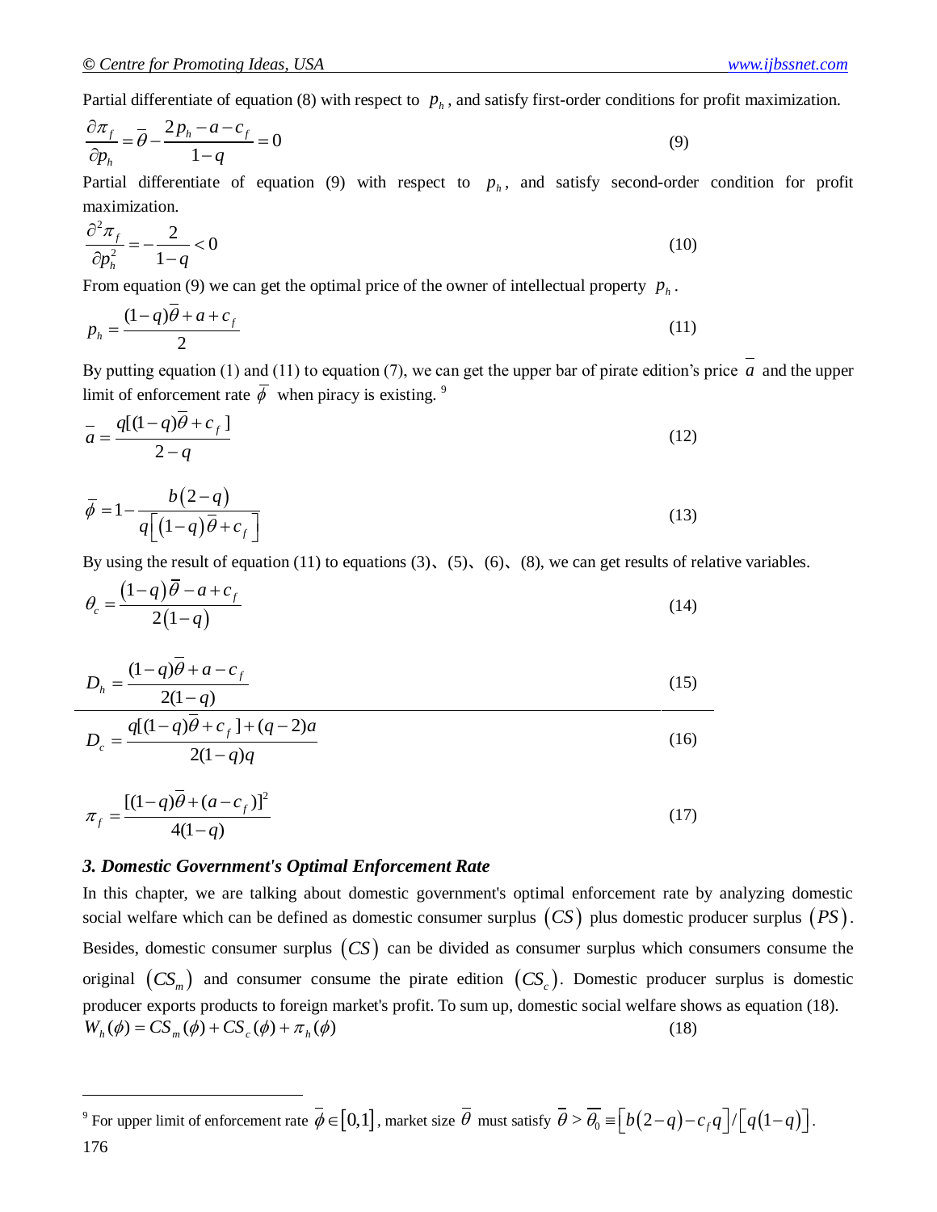Partial differentiate of equation (8) with respect to $p_h$, and satisfy first-order conditions for profit maximization.

$$\frac{\partial \pi_f}{\partial p_h} = \overline{\theta} - \frac{2p_h - a - c_f}{1-q} = 0 \tag{9}$$

Partial differentiate of equation (9) with respect to $p_h$, and satisfy second-order condition for profit maximization.

$$\frac{\partial^2 \pi_f}{\partial p_h^2} = -\frac{2}{1-q} < 0 \tag{10}$$

From equation (9) we can get the optimal price of the owner of intellectual property $p_h$.

$$p_h = \frac{(1-q)\overline{\theta} + a + c_f}{2} \tag{11}$$

By putting equation (1) and (11) to equation (7), we can get the upper bar of pirate edition's price $\overline{a}$ and the upper limit of enforcement rate $\overline{\phi}$ when piracy is existing. [9]

$$\overline{a} = \frac{q[(1-q)\overline{\theta} + c_f]}{2-q} \tag{12}$$

$$\overline{\phi} = 1 - \frac{b(2-q)}{q\left[(1-q)\overline{\theta} + c_f\right]} \tag{13}$$

By using the result of equation (11) to equations (3)、(5)、(6)、(8), we can get results of relative variables.

$$\theta_c = \frac{(1-q)\overline{\theta} - a + c_f}{2(1-q)} \tag{14}$$

$$D_h = \frac{(1-q)\overline{\theta} + a - c_f}{2(1-q)} \tag{15}$$

$$D_c = \frac{q[(1-q)\overline{\theta} + c_f] + (q-2)a}{2(1-q)q} \tag{16}$$

$$\pi_f = \frac{[(1-q)\overline{\theta} + (a - c_f)]^2}{4(1-q)} \tag{17}$$

### 3. Domestic Government's Optimal Enforcement Rate

In this chapter, we are talking about domestic government's optimal enforcement rate by analyzing domestic social welfare which can be defined as domestic consumer surplus $(CS)$ plus domestic producer surplus $(PS)$. Besides, domestic consumer surplus $(CS)$ can be divided as consumer surplus which consumers consume the original $(CS_m)$ and consumer consume the pirate edition $(CS_c)$. Domestic producer surplus is domestic producer exports products to foreign market's profit. To sum up, domestic social welfare shows as equation (18).

$$W_h(\phi) = CS_m(\phi) + CS_c(\phi) + \pi_h(\phi) \tag{18}$$

---

[9] For upper limit of enforcement rate $\overline{\phi} \in [0,1]$, market size $\overline{\theta}$ must satisfy $\overline{\theta} > \overline{\theta_0} \equiv \left[b(2-q) - c_f q\right] / \left[q(1-q)\right]$.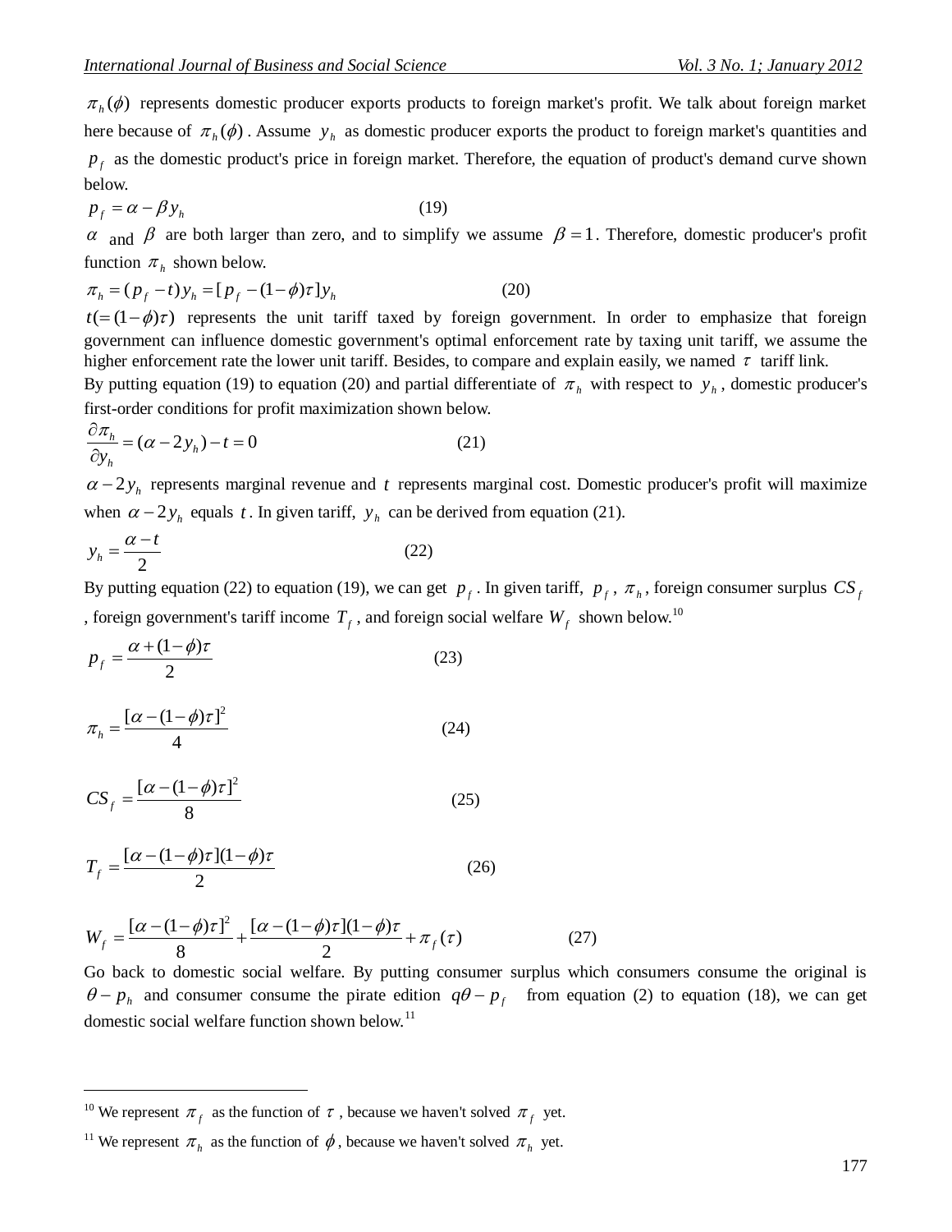$\pi_h(\phi)$ represents domestic producer exports products to foreign market's profit. We talk about foreign market here because of $\pi_h(\phi)$. Assume $y_h$ as domestic producer exports the product to foreign market's quantities and $p_f$ as the domestic product's price in foreign market. Therefore, the equation of product's demand curve shown below.

$$p_f = \alpha - \beta y_h \qquad (19)$$

$\alpha$ and $\beta$ are both larger than zero, and to simplify we assume $\beta = 1$. Therefore, domestic producer's profit function $\pi_h$ shown below.

$$\pi_h = (p_f - t) y_h = [p_f - (1-\phi)\tau] y_h \qquad (20)$$

$t(= (1-\phi)\tau)$ represents the unit tariff taxed by foreign government. In order to emphasize that foreign government can influence domestic government's optimal enforcement rate by taxing unit tariff, we assume the higher enforcement rate the lower unit tariff. Besides, to compare and explain easily, we named $\tau$ tariff link.

By putting equation (19) to equation (20) and partial differentiate of $\pi_h$ with respect to $y_h$, domestic producer's first-order conditions for profit maximization shown below.

$$\frac{\partial \pi_h}{\partial y_h} = (\alpha - 2y_h) - t = 0 \qquad (21)$$

$\alpha - 2y_h$ represents marginal revenue and $t$ represents marginal cost. Domestic producer's profit will maximize when $\alpha - 2y_h$ equals $t$. In given tariff, $y_h$ can be derived from equation (21).

$$y_h = \frac{\alpha - t}{2} \qquad (22)$$

By putting equation (22) to equation (19), we can get $p_f$. In given tariff, $p_f$, $\pi_h$, foreign consumer surplus $CS_f$, foreign government's tariff income $T_f$, and foreign social welfare $W_f$ shown below.[10]

$$p_f = \frac{\alpha + (1-\phi)\tau}{2} \qquad (23)$$

$$\pi_h = \frac{[\alpha - (1-\phi)\tau]^2}{4} \qquad (24)$$

$$CS_f = \frac{[\alpha - (1-\phi)\tau]^2}{8} \qquad (25)$$

$$T_f = \frac{[\alpha - (1-\phi)\tau](1-\phi)\tau}{2} \qquad (26)$$

$$W_f = \frac{[\alpha - (1-\phi)\tau]^2}{8} + \frac{[\alpha - (1-\phi)\tau](1-\phi)\tau}{2} + \pi_f(\tau) \qquad (27)$$

Go back to domestic social welfare. By putting consumer surplus which consumers consume the original is $\theta - p_h$ and consumer consume the pirate edition $q\theta - p_f$ from equation (2) to equation (18), we can get domestic social welfare function shown below.[11]

---

[10] We represent $\pi_f$ as the function of $\tau$, because we haven't solved $\pi_f$ yet.

[11] We represent $\pi_h$ as the function of $\phi$, because we haven't solved $\pi_h$ yet.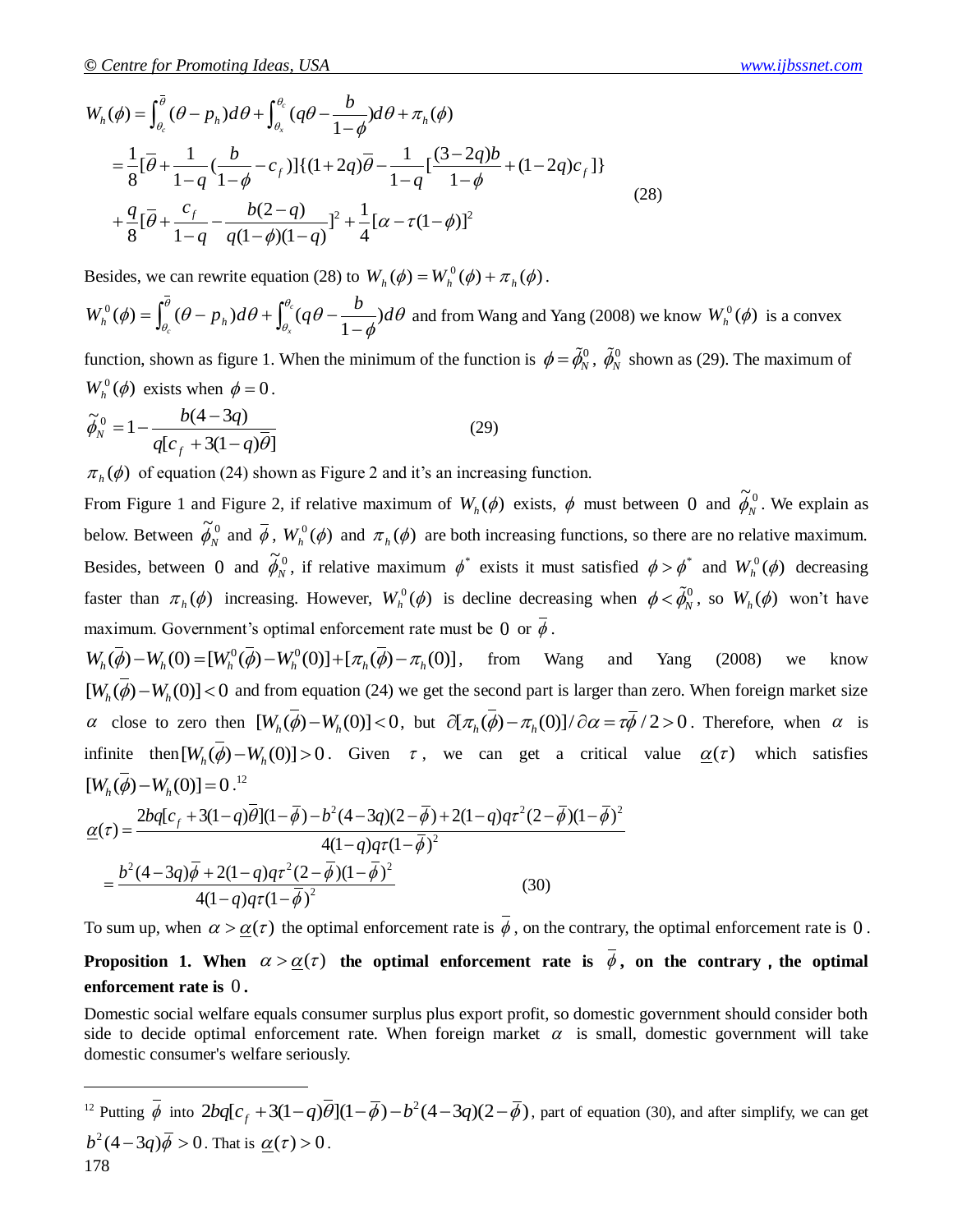$$
\begin{aligned}
W_h(\phi) &= \int_{\theta_c}^{\bar{\theta}} (\theta - p_h) d\theta + \int_{\theta_x}^{\theta_c} (q\theta - \frac{b}{1-\phi}) d\theta + \pi_h(\phi) \\
&= \frac{1}{8}[\bar{\theta} + \frac{1}{1-q}(\frac{b}{1-\phi} - c_f)]\{(1+2q)\bar{\theta} - \frac{1}{1-q}[\frac{(3-2q)b}{1-\phi} + (1-2q)c_f]\} \\
&\quad + \frac{q}{8}[\bar{\theta} + \frac{c_f}{1-q} - \frac{b(2-q)}{q(1-\phi)(1-q)}]^2 + \frac{1}{4}[\alpha - \tau(1-\phi)]^2
\end{aligned} \tag{28}
$$

Besides, we can rewrite equation (28) to $W_h(\phi) = W_h^0(\phi) + \pi_h(\phi)$.

$W_h^0(\phi) = \int_{\theta_c}^{\bar{\theta}} (\theta - p_h) d\theta + \int_{\theta_x}^{\theta_c} (q\theta - \frac{b}{1-\phi}) d\theta$ and from Wang and Yang (2008) we know $W_h^0(\phi)$ is a convex function, shown as figure 1. When the minimum of the function is $\phi = \tilde{\phi}_N^0$, $\tilde{\phi}_N^0$ shown as (29). The maximum of $W_h^0(\phi)$ exists when $\phi = 0$.

$$
\tilde{\phi}_N^0 = 1 - \frac{b(4-3q)}{q[c_f + 3(1-q)\bar{\theta}]} \tag{29}
$$

$\pi_h(\phi)$ of equation (24) shown as Figure 2 and it's an increasing function.

From Figure 1 and Figure 2, if relative maximum of $W_h(\phi)$ exists, $\phi$ must between 0 and $\tilde{\phi}_N^0$. We explain as below. Between $\tilde{\phi}_N^0$ and $\bar{\phi}$, $W_h^0(\phi)$ and $\pi_h(\phi)$ are both increasing functions, so there are no relative maximum. Besides, between 0 and $\tilde{\phi}_N^0$, if relative maximum $\phi^*$ exists it must satisfied $\phi > \phi^*$ and $W_h^0(\phi)$ decreasing faster than $\pi_h(\phi)$ increasing. However, $W_h^0(\phi)$ is decline decreasing when $\phi < \tilde{\phi}_N^0$, so $W_h(\phi)$ won't have maximum. Government's optimal enforcement rate must be 0 or $\bar{\phi}$.

$W_h(\bar{\phi}) - W_h(0) = [W_h^0(\bar{\phi}) - W_h^0(0)] + [\pi_h(\bar{\phi}) - \pi_h(0)]$, from Wang and Yang (2008) we know $[W_h(\bar{\phi}) - W_h(0)] < 0$ and from equation (24) we get the second part is larger than zero. When foreign market size $\alpha$ close to zero then $[W_h(\bar{\phi}) - W_h(0)] < 0$, but $\partial[\pi_h(\bar{\phi}) - \pi_h(0)]/\partial\alpha = \tau\bar{\phi}/2 > 0$. Therefore, when $\alpha$ is infinite then $[W_h(\bar{\phi}) - W_h(0)] > 0$. Given $\tau$, we can get a critical value $\underline{\alpha}(\tau)$ which satisfies $[W_h(\bar{\phi}) - W_h(0)] = 0$.[12]

$$
\begin{aligned}
\underline{\alpha}(\tau) &= \frac{2bq[c_f + 3(1-q)\bar{\theta}](1-\bar{\phi}) - b^2(4-3q)(2-\bar{\phi}) + 2(1-q)q\tau^2(2-\bar{\phi})(1-\bar{\phi})^2}{4(1-q)q\tau(1-\bar{\phi})^2} \\
&= \frac{b^2(4-3q)\bar{\phi} + 2(1-q)q\tau^2(2-\bar{\phi})(1-\bar{\phi})^2}{4(1-q)q\tau(1-\bar{\phi})^2}
\end{aligned} \tag{30}
$$

To sum up, when $\alpha > \underline{\alpha}(\tau)$ the optimal enforcement rate is $\bar{\phi}$, on the contrary, the optimal enforcement rate is 0.

**Proposition 1. When $\alpha > \underline{\alpha}(\tau)$ the optimal enforcement rate is $\bar{\phi}$, on the contrary, the optimal enforcement rate is 0.**

Domestic social welfare equals consumer surplus plus export profit, so domestic government should consider both side to decide optimal enforcement rate. When foreign market $\alpha$ is small, domestic government will take domestic consumer's welfare seriously.

---

[12] Putting $\bar{\phi}$ into $2bq[c_f + 3(1-q)\bar{\theta}](1-\bar{\phi}) - b^2(4-3q)(2-\bar{\phi})$, part of equation (30), and after simplify, we can get $b^2(4-3q)\bar{\phi} > 0$. That is $\underline{\alpha}(\tau) > 0$.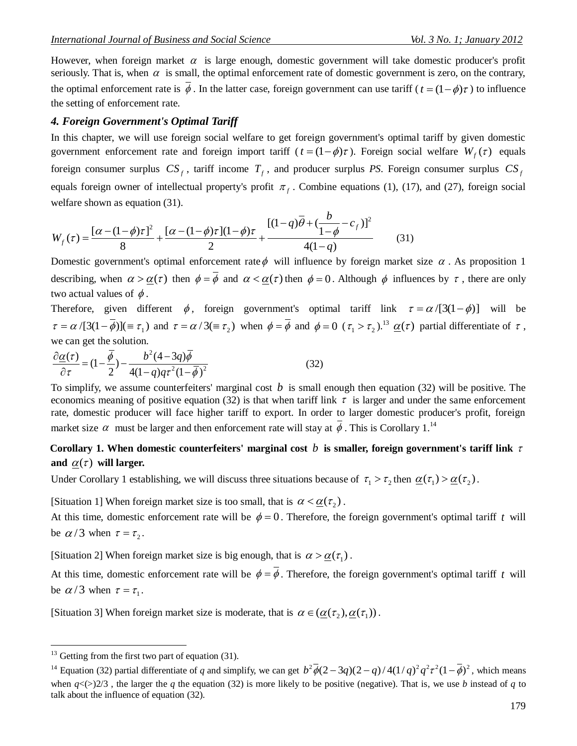However, when foreign market $\alpha$ is large enough, domestic government will take domestic producer's profit seriously. That is, when $\alpha$ is small, the optimal enforcement rate of domestic government is zero, on the contrary, the optimal enforcement rate is $\overline{\phi}$. In the latter case, foreign government can use tariff ($t = (1-\phi)\tau$) to influence the setting of enforcement rate.

### *4. Foreign Government's Optimal Tariff*

In this chapter, we will use foreign social welfare to get foreign government's optimal tariff by given domestic government enforcement rate and foreign import tariff ($t = (1-\phi)\tau$). Foreign social welfare $W_f(\tau)$ equals foreign consumer surplus $CS_f$, tariff income $T_f$, and producer surplus *PS*. Foreign consumer surplus $CS_f$ equals foreign owner of intellectual property's profit $\pi_f$. Combine equations (1), (17), and (27), foreign social welfare shown as equation (31).

$$W_f(\tau) = \frac{[\alpha-(1-\phi)\tau]^2}{8} + \frac{[\alpha-(1-\phi)\tau](1-\phi)\tau}{2} + \frac{[(1-q)\overline{\theta} + (\dfrac{b}{1-\phi} - c_f)]^2}{4(1-q)} \qquad (31)$$

Domestic government's optimal enforcement rate $\phi$ will influence by foreign market size $\alpha$. As proposition 1 describing, when $\alpha > \underline{\alpha}(\tau)$ then $\phi = \overline{\phi}$ and $\alpha < \underline{\alpha}(\tau)$ then $\phi = 0$. Although $\phi$ influences by $\tau$, there are only two actual values of $\phi$.

Therefore, given different $\phi$, foreign government's optimal tariff link $\tau = \alpha/[3(1-\phi)]$ will be $\tau = \alpha/[3(1-\overline{\phi})](\equiv \tau_1)$ and $\tau = \alpha/3(\equiv \tau_2)$ when $\phi = \overline{\phi}$ and $\phi = 0$ ($\tau_1 > \tau_2$).[13] $\underline{\alpha}(\tau)$ partial differentiate of $\tau$, we can get the solution.

$$\frac{\partial \underline{\alpha}(\tau)}{\partial \tau} = (1-\frac{\overline{\phi}}{2}) - \frac{b^2(4-3q)\overline{\phi}}{4(1-q)q\tau^2(1-\overline{\phi})^2} \qquad (32)$$

To simplify, we assume counterfeiters' marginal cost $b$ is small enough then equation (32) will be positive. The economics meaning of positive equation (32) is that when tariff link $\tau$ is larger and under the same enforcement rate, domestic producer will face higher tariff to export. In order to larger domestic producer's profit, foreign market size $\alpha$ must be larger and then enforcement rate will stay at $\overline{\phi}$. This is Corollary 1.[14]

**Corollary 1. When domestic counterfeiters' marginal cost $b$ is smaller, foreign government's tariff link $\tau$ and $\underline{\alpha}(\tau)$ will larger.**

Under Corollary 1 establishing, we will discuss three situations because of $\tau_1 > \tau_2$ then $\underline{\alpha}(\tau_1) > \underline{\alpha}(\tau_2)$.

[Situation 1] When foreign market size is too small, that is $\alpha < \underline{\alpha}(\tau_2)$.

At this time, domestic enforcement rate will be $\phi = 0$. Therefore, the foreign government's optimal tariff $t$ will be $\alpha/3$ when $\tau = \tau_2$.

[Situation 2] When foreign market size is big enough, that is $\alpha > \underline{\alpha}(\tau_1)$.

At this time, domestic enforcement rate will be $\phi = \overline{\phi}$. Therefore, the foreign government's optimal tariff $t$ will be $\alpha/3$ when $\tau = \tau_1$.

[Situation 3] When foreign market size is moderate, that is $\alpha \in (\underline{\alpha}(\tau_2), \underline{\alpha}(\tau_1))$.

---

[13] Getting from the first two part of equation (31).

[14] Equation (32) partial differentiate of *q* and simplify, we can get $b^2\overline{\phi}(2-3q)(2-q)/4(1/q)^2q^2\tau^2(1-\overline{\phi})^2$, which means when *q*<(>)2/3 , the larger the *q* the equation (32) is more likely to be positive (negative). That is, we use *b* instead of *q* to talk about the influence of equation (32).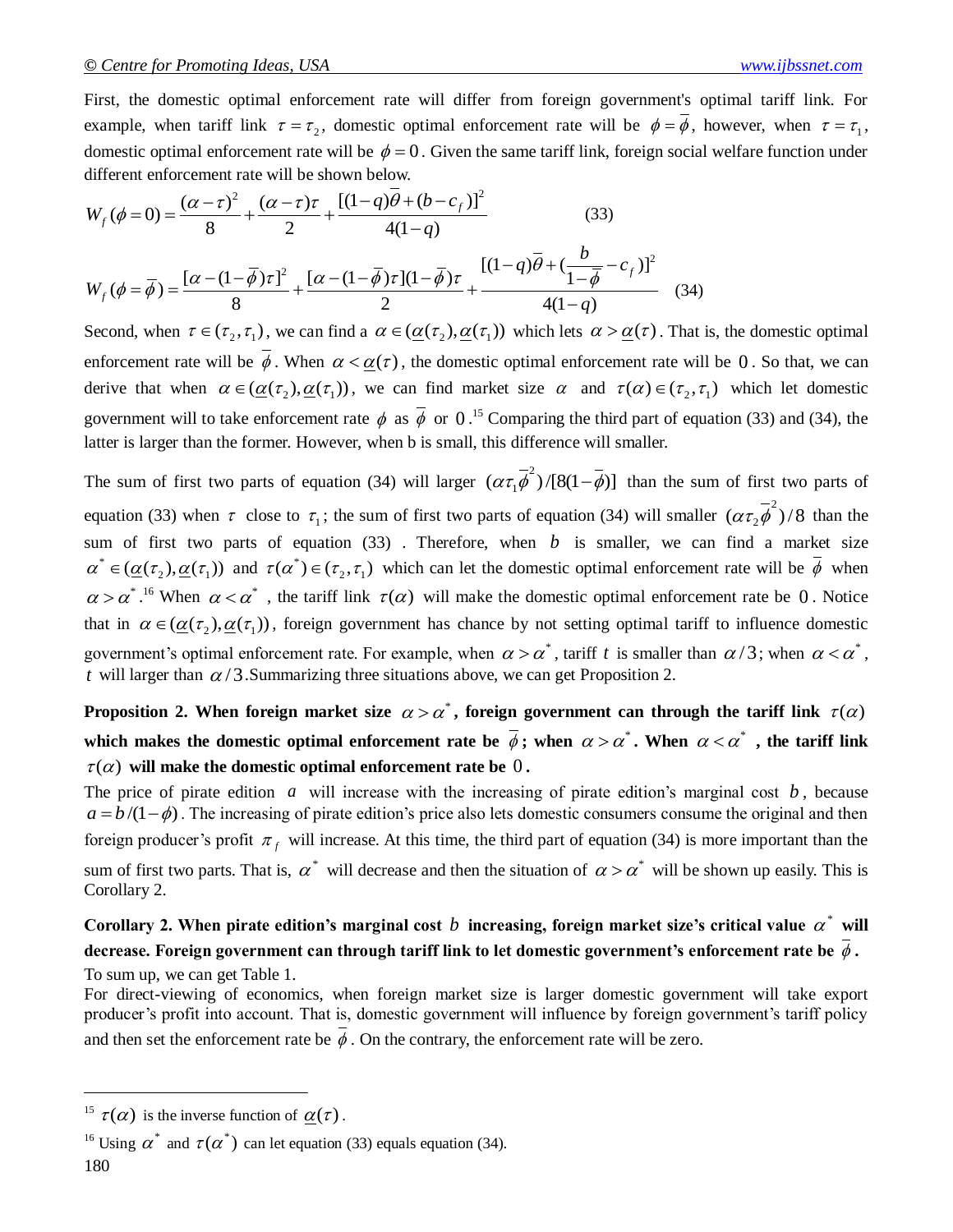First, the domestic optimal enforcement rate will differ from foreign government's optimal tariff link. For example, when tariff link $\tau = \tau_2$, domestic optimal enforcement rate will be $\phi = \overline{\phi}$, however, when $\tau = \tau_1$, domestic optimal enforcement rate will be $\phi = 0$. Given the same tariff link, foreign social welfare function under different enforcement rate will be shown below.

$$W_f(\phi = 0) = \frac{(\alpha - \tau)^2}{8} + \frac{(\alpha - \tau)\tau}{2} + \frac{[(1-q)\overline{\theta} + (b - c_f)]^2}{4(1-q)} \tag{33}$$

$$W_f(\phi = \overline{\phi}) = \frac{[\alpha - (1-\overline{\phi})\tau]^2}{8} + \frac{[\alpha - (1-\overline{\phi})\tau](1-\overline{\phi})\tau}{2} + \frac{[(1-q)\overline{\theta} + (\frac{b}{1-\overline{\phi}} - c_f)]^2}{4(1-q)} \tag{34}$$

Second, when $\tau \in (\tau_2, \tau_1)$, we can find a $\alpha \in (\underline{\alpha}(\tau_2), \underline{\alpha}(\tau_1))$ which lets $\alpha > \underline{\alpha}(\tau)$. That is, the domestic optimal enforcement rate will be $\overline{\phi}$. When $\alpha < \underline{\alpha}(\tau)$, the domestic optimal enforcement rate will be $0$. So that, we can derive that when $\alpha \in (\underline{\alpha}(\tau_2), \underline{\alpha}(\tau_1))$, we can find market size $\alpha$ and $\tau(\alpha) \in (\tau_2, \tau_1)$ which let domestic government will to take enforcement rate $\phi$ as $\overline{\phi}$ or $0$.[15] Comparing the third part of equation (33) and (34), the latter is larger than the former. However, when b is small, this difference will smaller.

The sum of first two parts of equation (34) will larger $(\alpha \tau_1 \overline{\phi}^2)/[8(1-\overline{\phi})]$ than the sum of first two parts of equation (33) when $\tau$ close to $\tau_1$; the sum of first two parts of equation (34) will smaller $(\alpha \tau_2 \overline{\phi}^2)/8$ than the sum of first two parts of equation (33) . Therefore, when $b$ is smaller, we can find a market size $\alpha^* \in (\underline{\alpha}(\tau_2), \underline{\alpha}(\tau_1))$ and $\tau(\alpha^*) \in (\tau_2, \tau_1)$ which can let the domestic optimal enforcement rate will be $\overline{\phi}$ when $\alpha > \alpha^*$.[16] When $\alpha < \alpha^*$ , the tariff link $\tau(\alpha)$ will make the domestic optimal enforcement rate be $0$. Notice that in $\alpha \in (\underline{\alpha}(\tau_2), \underline{\alpha}(\tau_1))$, foreign government has chance by not setting optimal tariff to influence domestic government's optimal enforcement rate. For example, when $\alpha > \alpha^*$, tariff $t$ is smaller than $\alpha/3$; when $\alpha < \alpha^*$, $t$ will larger than $\alpha/3$.Summarizing three situations above, we can get Proposition 2.

**Proposition 2. When foreign market size $\alpha > \alpha^*$, foreign government can through the tariff link $\tau(\alpha)$ which makes the domestic optimal enforcement rate be $\overline{\phi}$; when $\alpha > \alpha^*$. When $\alpha < \alpha^*$ , the tariff link $\tau(\alpha)$ will make the domestic optimal enforcement rate be $0$.**

The price of pirate edition $a$ will increase with the increasing of pirate edition's marginal cost $b$, because $a = b/(1-\phi)$. The increasing of pirate edition's price also lets domestic consumers consume the original and then foreign producer's profit $\pi_f$ will increase. At this time, the third part of equation (34) is more important than the sum of first two parts. That is, $\alpha^*$ will decrease and then the situation of $\alpha > \alpha^*$ will be shown up easily. This is Corollary 2.

**Corollary 2. When pirate edition's marginal cost $b$ increasing, foreign market size's critical value $\alpha^*$ will decrease. Foreign government can through tariff link to let domestic government's enforcement rate be $\overline{\phi}$.**

To sum up, we can get Table 1.

For direct-viewing of economics, when foreign market size is larger domestic government will take export producer's profit into account. That is, domestic government will influence by foreign government's tariff policy and then set the enforcement rate be $\overline{\phi}$. On the contrary, the enforcement rate will be zero.

---

[15] $\tau(\alpha)$ is the inverse function of $\underline{\alpha}(\tau)$.

[16] Using $\alpha^*$ and $\tau(\alpha^*)$ can let equation (33) equals equation (34).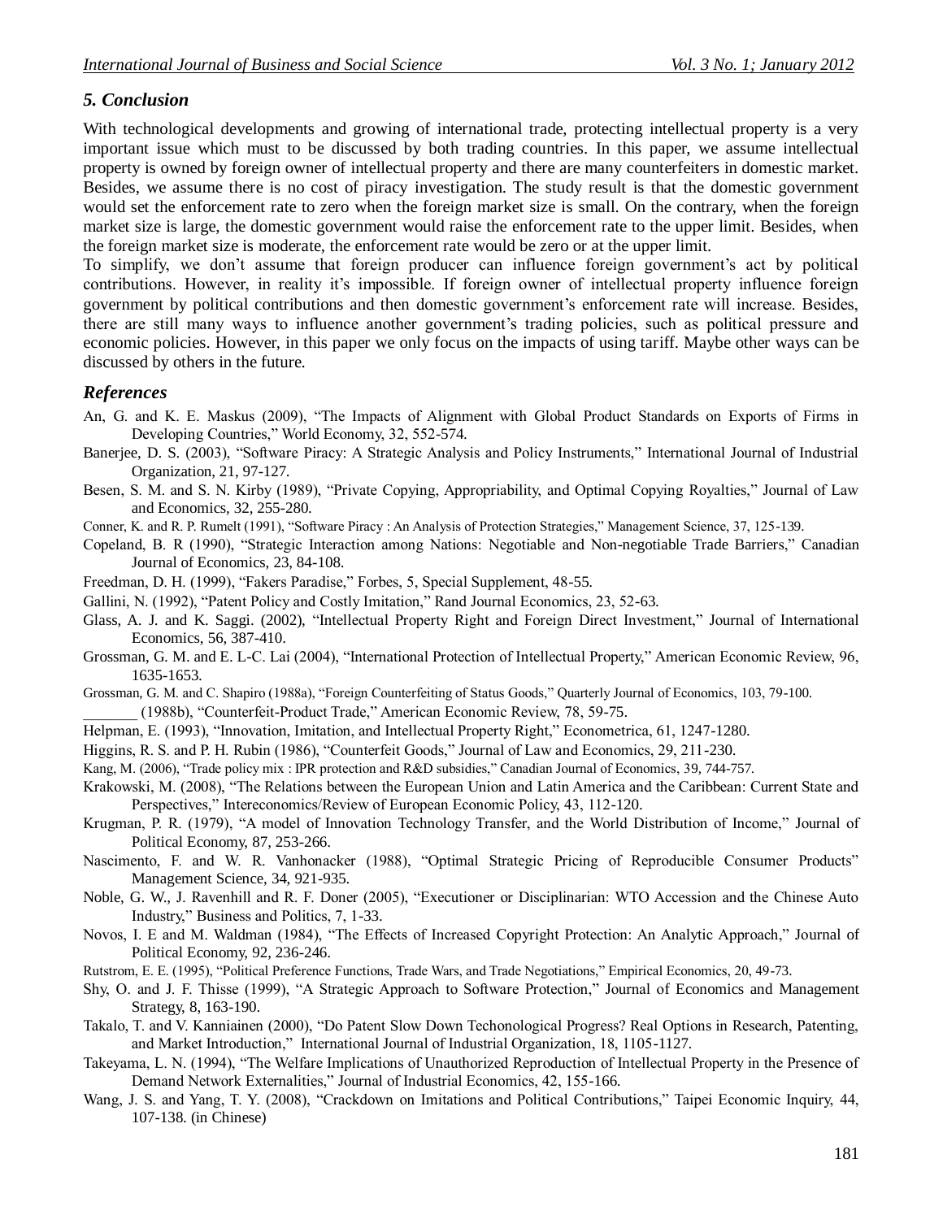## *5. Conclusion*

With technological developments and growing of international trade, protecting intellectual property is a very important issue which must to be discussed by both trading countries. In this paper, we assume intellectual property is owned by foreign owner of intellectual property and there are many counterfeiters in domestic market. Besides, we assume there is no cost of piracy investigation. The study result is that the domestic government would set the enforcement rate to zero when the foreign market size is small. On the contrary, when the foreign market size is large, the domestic government would raise the enforcement rate to the upper limit. Besides, when the foreign market size is moderate, the enforcement rate would be zero or at the upper limit.

To simplify, we don't assume that foreign producer can influence foreign government's act by political contributions. However, in reality it's impossible. If foreign owner of intellectual property influence foreign government by political contributions and then domestic government's enforcement rate will increase. Besides, there are still many ways to influence another government's trading policies, such as political pressure and economic policies. However, in this paper we only focus on the impacts of using tariff. Maybe other ways can be discussed by others in the future.

## *References*

An, G. and K. E. Maskus (2009), "The Impacts of Alignment with Global Product Standards on Exports of Firms in Developing Countries," World Economy, 32, 552-574.

Banerjee, D. S. (2003), "Software Piracy: A Strategic Analysis and Policy Instruments," International Journal of Industrial Organization, 21, 97-127.

Besen, S. M. and S. N. Kirby (1989), "Private Copying, Appropriability, and Optimal Copying Royalties," Journal of Law and Economics, 32, 255-280.

Conner, K. and R. P. Rumelt (1991), "Software Piracy : An Analysis of Protection Strategies," Management Science, 37, 125-139.

Copeland, B. R (1990), "Strategic Interaction among Nations: Negotiable and Non-negotiable Trade Barriers," Canadian Journal of Economics, 23, 84-108.

Freedman, D. H. (1999), "Fakers Paradise," Forbes, 5, Special Supplement, 48-55.

Gallini, N. (1992), "Patent Policy and Costly Imitation," Rand Journal Economics, 23, 52-63.

Glass, A. J. and K. Saggi. (2002), "Intellectual Property Right and Foreign Direct Investment," Journal of International Economics, 56, 387-410.

Grossman, G. M. and E. L-C. Lai (2004), "International Protection of Intellectual Property," American Economic Review, 96, 1635-1653.

Grossman, G. M. and C. Shapiro (1988a), "Foreign Counterfeiting of Status Goods," Quarterly Journal of Economics, 103, 79-100.

_______ (1988b), "Counterfeit-Product Trade," American Economic Review, 78, 59-75.

Helpman, E. (1993), "Innovation, Imitation, and Intellectual Property Right," Econometrica, 61, 1247-1280.

Higgins, R. S. and P. H. Rubin (1986), "Counterfeit Goods," Journal of Law and Economics, 29, 211-230.

Kang, M. (2006), "Trade policy mix : IPR protection and R&D subsidies," Canadian Journal of Economics, 39, 744-757.

Krakowski, M. (2008), "The Relations between the European Union and Latin America and the Caribbean: Current State and Perspectives," Intereconomics/Review of European Economic Policy, 43, 112-120.

Krugman, P. R. (1979), "A model of Innovation Technology Transfer, and the World Distribution of Income," Journal of Political Economy, 87, 253-266.

Nascimento, F. and W. R. Vanhonacker (1988), "Optimal Strategic Pricing of Reproducible Consumer Products" Management Science, 34, 921-935.

Noble, G. W., J. Ravenhill and R. F. Doner (2005), "Executioner or Disciplinarian: WTO Accession and the Chinese Auto Industry," Business and Politics, 7, 1-33.

Novos, I. E and M. Waldman (1984), "The Effects of Increased Copyright Protection: An Analytic Approach," Journal of Political Economy, 92, 236-246.

Rutstrom, E. E. (1995), "Political Preference Functions, Trade Wars, and Trade Negotiations," Empirical Economics, 20, 49-73.

Shy, O. and J. F. Thisse (1999), "A Strategic Approach to Software Protection," Journal of Economics and Management Strategy, 8, 163-190.

Takalo, T. and V. Kanniainen (2000), "Do Patent Slow Down Techonological Progress? Real Options in Research, Patenting, and Market Introduction," International Journal of Industrial Organization, 18, 1105-1127.

Takeyama, L. N. (1994), "The Welfare Implications of Unauthorized Reproduction of Intellectual Property in the Presence of Demand Network Externalities," Journal of Industrial Economics, 42, 155-166.

Wang, J. S. and Yang, T. Y. (2008), "Crackdown on Imitations and Political Contributions," Taipei Economic Inquiry, 44, 107-138. (in Chinese)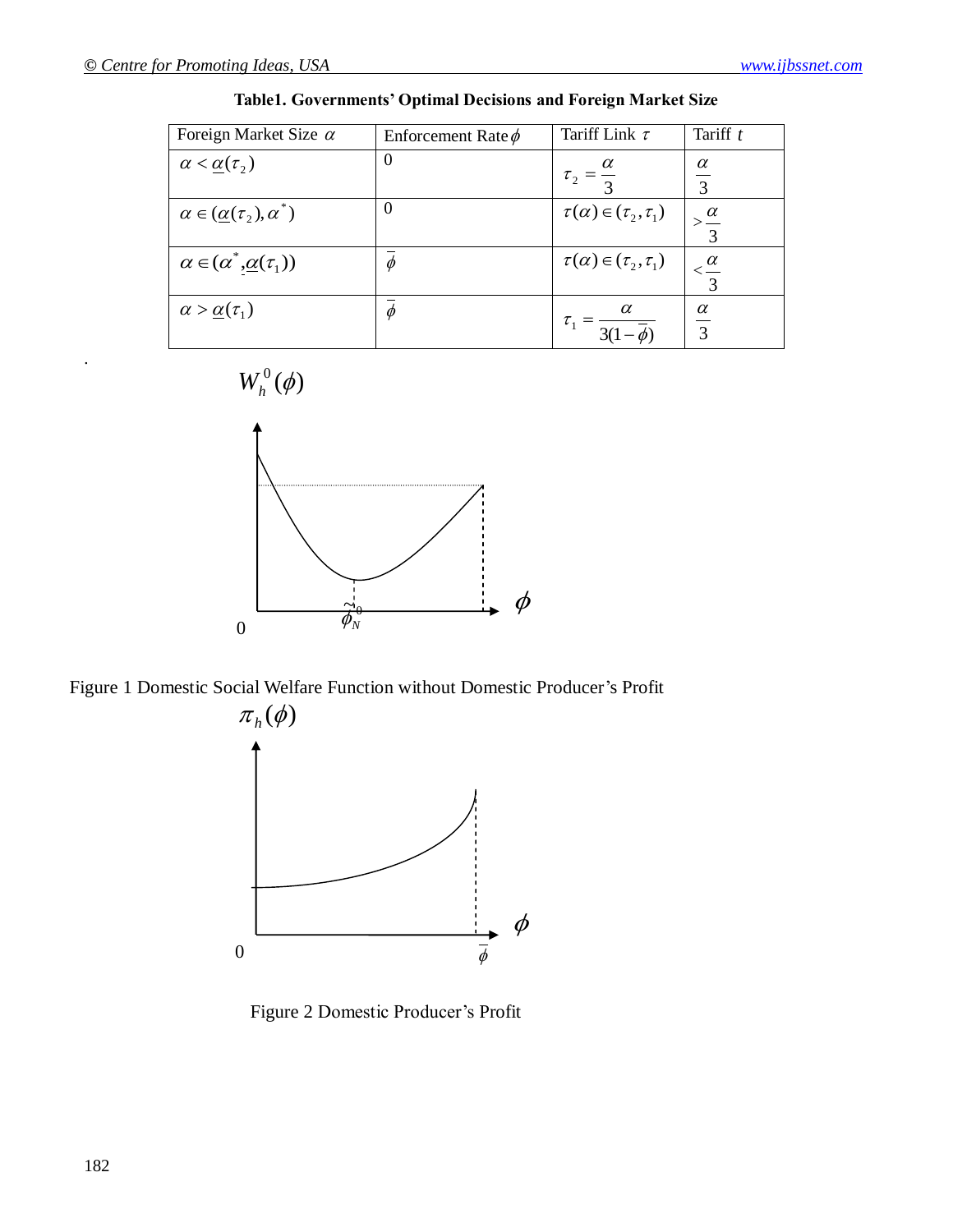**Table1. Governments' Optimal Decisions and Foreign Market Size**

| Foreign Market Size $\alpha$ | Enforcement Rate $\phi$ | Tariff Link $\tau$ | Tariff $t$ |
|---|---|---|---|
| $\alpha < \underline{\alpha}(\tau_2)$ | 0 | $\tau_2 = \frac{\alpha}{3}$ | $\frac{\alpha}{3}$ |
| $\alpha \in (\underline{\alpha}(\tau_2), \alpha^*)$ | 0 | $\tau(\alpha) \in (\tau_2, \tau_1)$ | $> \frac{\alpha}{3}$ |
| $\alpha \in (\alpha^*, \underline{\alpha}(\tau_1))$ | $\bar{\phi}$ | $\tau(\alpha) \in (\tau_2, \tau_1)$ | $< \frac{\alpha}{3}$ |
| $\alpha > \underline{\alpha}(\tau_1)$ | $\bar{\phi}$ | $\tau_1 = \frac{\alpha}{3(1-\bar{\phi})}$ | $\frac{\alpha}{3}$ |

$W_h^0(\phi)$

0

$\tilde{\phi}_N^0$

$\phi$

Figure 1 Domestic Social Welfare Function without Domestic Producer's Profit

$\pi_h(\phi)$

0

$\bar{\phi}$

$\phi$

Figure 2 Domestic Producer's Profit